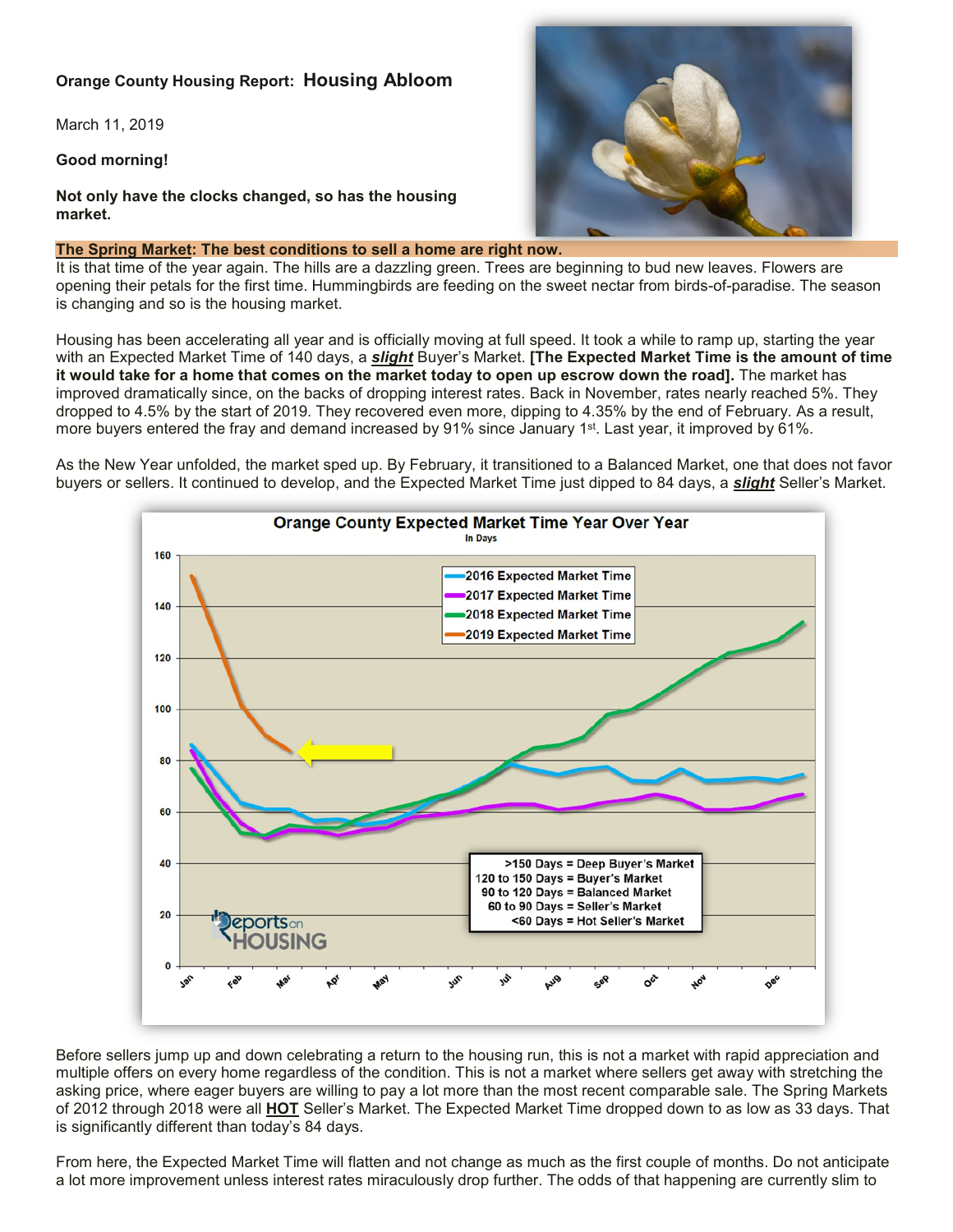**Orange County Housing Report:** **Housing Abloom**

March 11, 2019

**Good morning!**

**Not only have the clocks changed, so has the housing market.**

**The Spring Market: The best conditions to sell a home are right now.**

It is that time of the year again. The hills are a dazzling green. Trees are beginning to bud new leaves. Flowers are opening their petals for the first time. Hummingbirds are feeding on the sweet nectar from birds-of-paradise. The season is changing and so is the housing market.

Housing has been accelerating all year and is officially moving at full speed. It took a while to ramp up, starting the year with an Expected Market Time of 140 days, a ***slight*** Buyer's Market. **[The Expected Market Time is the amount of time it would take for a home that comes on the market today to open up escrow down the road].** The market has improved dramatically since, on the backs of dropping interest rates. Back in November, rates nearly reached 5%. They dropped to 4.5% by the start of 2019. They recovered even more, dipping to 4.35% by the end of February. As a result, more buyers entered the fray and demand increased by 91% since January 1st. Last year, it improved by 61%.

As the New Year unfolded, the market sped up. By February, it transitioned to a Balanced Market, one that does not favor buyers or sellers. It continued to develop, and the Expected Market Time just dipped to 84 days, a ***slight*** Seller's Market.

**Orange County Expected Market Time Year Over Year**
In Days

- 2016 Expected Market Time
- 2017 Expected Market Time
- 2018 Expected Market Time
- 2019 Expected Market Time

>150 Days = Deep Buyer's Market
120 to 150 Days = Buyer's Market
90 to 120 Days = Balanced Market
60 to 90 Days = Seller's Market
<60 Days = Hot Seller's Market

Before sellers jump up and down celebrating a return to the housing run, this is not a market with rapid appreciation and multiple offers on every home regardless of the condition. This is not a market where sellers get away with stretching the asking price, where eager buyers are willing to pay a lot more than the most recent comparable sale. The Spring Markets of 2012 through 2018 were all **HOT** Seller's Market. The Expected Market Time dropped down to as low as 33 days. That is significantly different than today's 84 days.

From here, the Expected Market Time will flatten and not change as much as the first couple of months. Do not anticipate a lot more improvement unless interest rates miraculously drop further. The odds of that happening are currently slim to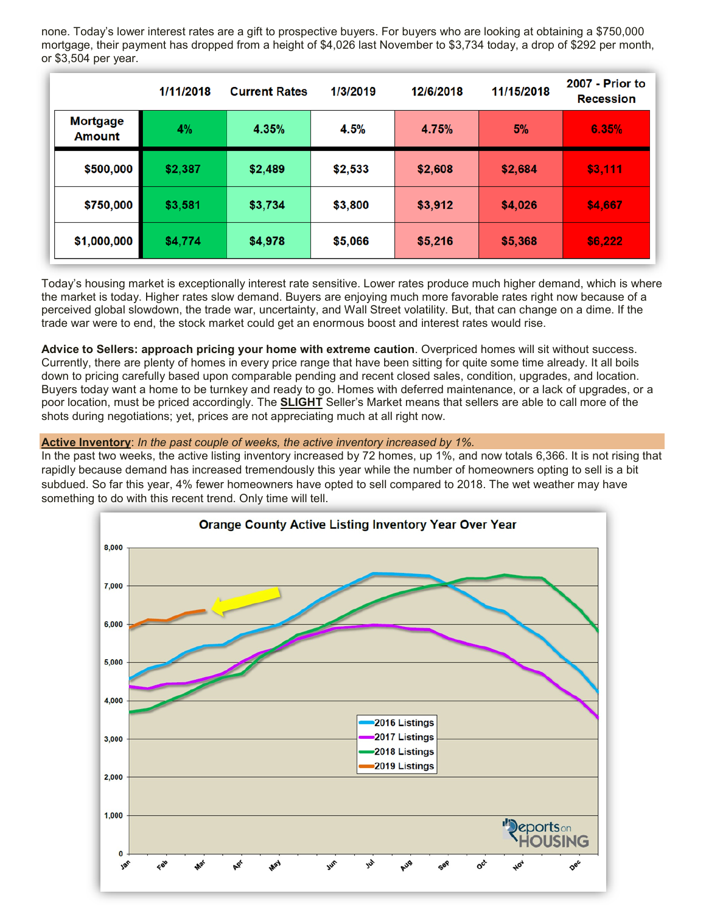none. Today's lower interest rates are a gift to prospective buyers. For buyers who are looking at obtaining a $750,000 mortgage, their payment has dropped from a height of $4,026 last November to $3,734 today, a drop of $292 per month, or $3,504 per year.

| | 1/11/2018 | Current Rates | 1/3/2019 | 12/6/2018 | 11/15/2018 | 2007 - Prior to Recession |
|---|---|---|---|---|---|---|
| **Mortgage Amount** | 4% | 4.35% | 4.5% | 4.75% | 5% | 6.35% |
| **$500,000** | $2,387 | $2,489 | $2,533 | $2,608 | $2,684 | $3,111 |
| **$750,000** | $3,581 | $3,734 | $3,800 | $3,912 | $4,026 | $4,667 |
| **$1,000,000** | $4,774 | $4,978 | $5,066 | $5,216 | $5,368 | $6,222 |

Today's housing market is exceptionally interest rate sensitive. Lower rates produce much higher demand, which is where the market is today. Higher rates slow demand. Buyers are enjoying much more favorable rates right now because of a perceived global slowdown, the trade war, uncertainty, and Wall Street volatility. But, that can change on a dime. If the trade war were to end, the stock market could get an enormous boost and interest rates would rise.

**Advice to Sellers: approach pricing your home with extreme caution**. Overpriced homes will sit without success. Currently, there are plenty of homes in every price range that have been sitting for quite some time already. It all boils down to pricing carefully based upon comparable pending and recent closed sales, condition, upgrades, and location. Buyers today want a home to be turnkey and ready to go. Homes with deferred maintenance, or a lack of upgrades, or a poor location, must be priced accordingly. The **SLIGHT** Seller's Market means that sellers are able to call more of the shots during negotiations; yet, prices are not appreciating much at all right now.

**Active Inventory**: *In the past couple of weeks, the active inventory increased by 1%.*

In the past two weeks, the active listing inventory increased by 72 homes, up 1%, and now totals 6,366. It is not rising that rapidly because demand has increased tremendously this year while the number of homeowners opting to sell is a bit subdued. So far this year, 4% fewer homeowners have opted to sell compared to 2018. The wet weather may have something to do with this recent trend. Only time will tell.

**Orange County Active Listing Inventory Year Over Year**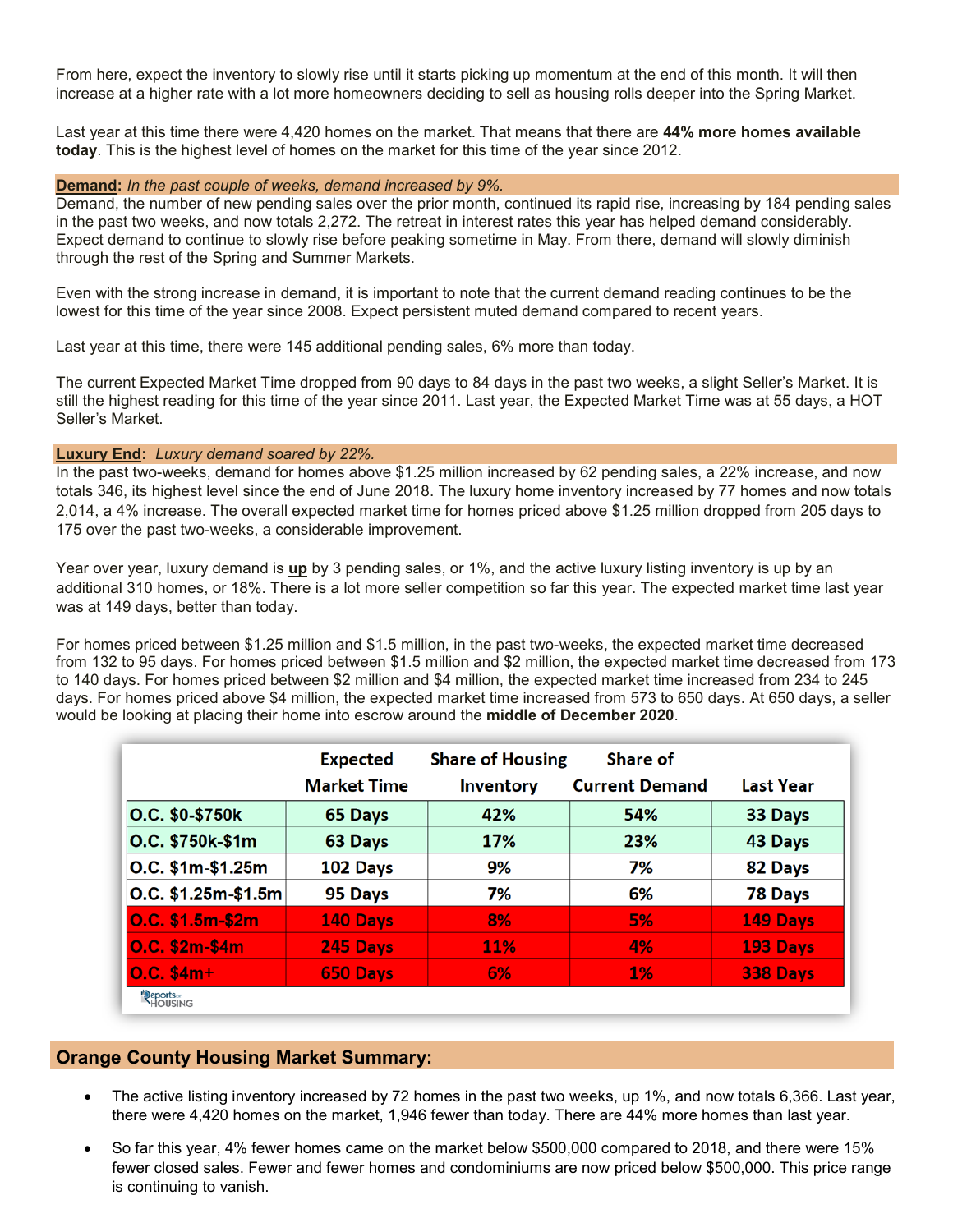From here, expect the inventory to slowly rise until it starts picking up momentum at the end of this month. It will then increase at a higher rate with a lot more homeowners deciding to sell as housing rolls deeper into the Spring Market.

Last year at this time there were 4,420 homes on the market. That means that there are **44% more homes available today**. This is the highest level of homes on the market for this time of the year since 2012.

**Demand:** *In the past couple of weeks, demand increased by 9%.*

Demand, the number of new pending sales over the prior month, continued its rapid rise, increasing by 184 pending sales in the past two weeks, and now totals 2,272. The retreat in interest rates this year has helped demand considerably. Expect demand to continue to slowly rise before peaking sometime in May. From there, demand will slowly diminish through the rest of the Spring and Summer Markets.

Even with the strong increase in demand, it is important to note that the current demand reading continues to be the lowest for this time of the year since 2008. Expect persistent muted demand compared to recent years.

Last year at this time, there were 145 additional pending sales, 6% more than today.

The current Expected Market Time dropped from 90 days to 84 days in the past two weeks, a slight Seller's Market. It is still the highest reading for this time of the year since 2011. Last year, the Expected Market Time was at 55 days, a HOT Seller's Market.

**Luxury End:** *Luxury demand soared by 22%.*

In the past two-weeks, demand for homes above $1.25 million increased by 62 pending sales, a 22% increase, and now totals 346, its highest level since the end of June 2018. The luxury home inventory increased by 77 homes and now totals 2,014, a 4% increase. The overall expected market time for homes priced above $1.25 million dropped from 205 days to 175 over the past two-weeks, a considerable improvement.

Year over year, luxury demand is **up** by 3 pending sales, or 1%, and the active luxury listing inventory is up by an additional 310 homes, or 18%. There is a lot more seller competition so far this year. The expected market time last year was at 149 days, better than today.

For homes priced between $1.25 million and $1.5 million, in the past two-weeks, the expected market time decreased from 132 to 95 days. For homes priced between $1.5 million and $2 million, the expected market time decreased from 173 to 140 days. For homes priced between $2 million and $4 million, the expected market time increased from 234 to 245 days. For homes priced above $4 million, the expected market time increased from 573 to 650 days. At 650 days, a seller would be looking at placing their home into escrow around the **middle of December 2020**.

| | Expected Market Time | Share of Housing Inventory | Share of Current Demand | Last Year |
|---|---|---|---|---|
| O.C. $0-$750k | 65 Days | 42% | 54% | 33 Days |
| O.C. $750k-$1m | 63 Days | 17% | 23% | 43 Days |
| O.C. $1m-$1.25m | 102 Days | 9% | 7% | 82 Days |
| O.C. $1.25m-$1.5m | 95 Days | 7% | 6% | 78 Days |
| O.C. $1.5m-$2m | 140 Days | 8% | 5% | 149 Days |
| O.C. $2m-$4m | 245 Days | 11% | 4% | 193 Days |
| O.C. $4m+ | 650 Days | 6% | 1% | 338 Days |

Reports on Housing

## Orange County Housing Market Summary:

- The active listing inventory increased by 72 homes in the past two weeks, up 1%, and now totals 6,366. Last year, there were 4,420 homes on the market, 1,946 fewer than today. There are 44% more homes than last year.
- So far this year, 4% fewer homes came on the market below $500,000 compared to 2018, and there were 15% fewer closed sales. Fewer and fewer homes and condominiums are now priced below $500,000. This price range is continuing to vanish.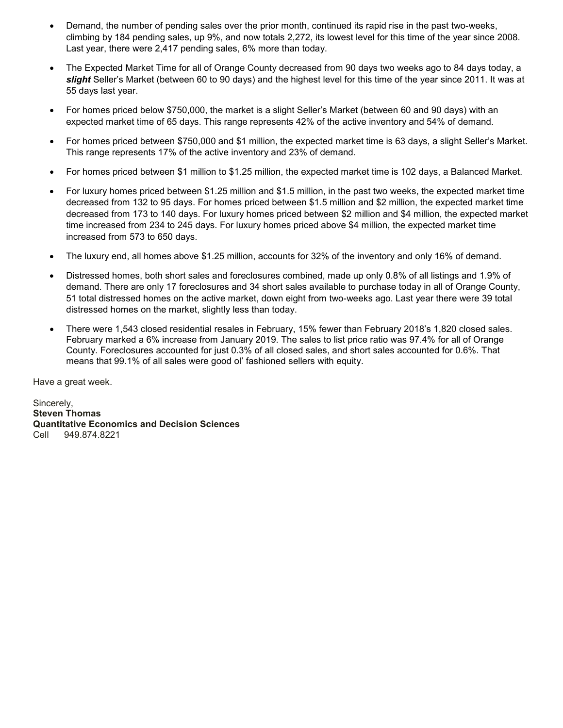- Demand, the number of pending sales over the prior month, continued its rapid rise in the past two-weeks, climbing by 184 pending sales, up 9%, and now totals 2,272, its lowest level for this time of the year since 2008. Last year, there were 2,417 pending sales, 6% more than today.
- The Expected Market Time for all of Orange County decreased from 90 days two weeks ago to 84 days today, a ***slight*** Seller's Market (between 60 to 90 days) and the highest level for this time of the year since 2011. It was at 55 days last year.
- For homes priced below $750,000, the market is a slight Seller's Market (between 60 and 90 days) with an expected market time of 65 days. This range represents 42% of the active inventory and 54% of demand.
- For homes priced between $750,000 and $1 million, the expected market time is 63 days, a slight Seller's Market. This range represents 17% of the active inventory and 23% of demand.
- For homes priced between $1 million to $1.25 million, the expected market time is 102 days, a Balanced Market.
- For luxury homes priced between $1.25 million and $1.5 million, in the past two weeks, the expected market time decreased from 132 to 95 days. For homes priced between $1.5 million and $2 million, the expected market time decreased from 173 to 140 days. For luxury homes priced between $2 million and $4 million, the expected market time increased from 234 to 245 days. For luxury homes priced above $4 million, the expected market time increased from 573 to 650 days.
- The luxury end, all homes above $1.25 million, accounts for 32% of the inventory and only 16% of demand.
- Distressed homes, both short sales and foreclosures combined, made up only 0.8% of all listings and 1.9% of demand. There are only 17 foreclosures and 34 short sales available to purchase today in all of Orange County, 51 total distressed homes on the active market, down eight from two-weeks ago. Last year there were 39 total distressed homes on the market, slightly less than today.
- There were 1,543 closed residential resales in February, 15% fewer than February 2018's 1,820 closed sales. February marked a 6% increase from January 2019. The sales to list price ratio was 97.4% for all of Orange County. Foreclosures accounted for just 0.3% of all closed sales, and short sales accounted for 0.6%. That means that 99.1% of all sales were good ol' fashioned sellers with equity.

Have a great week.

Sincerely,
**Steven Thomas**
**Quantitative Economics and Decision Sciences**
Cell 949.874.8221